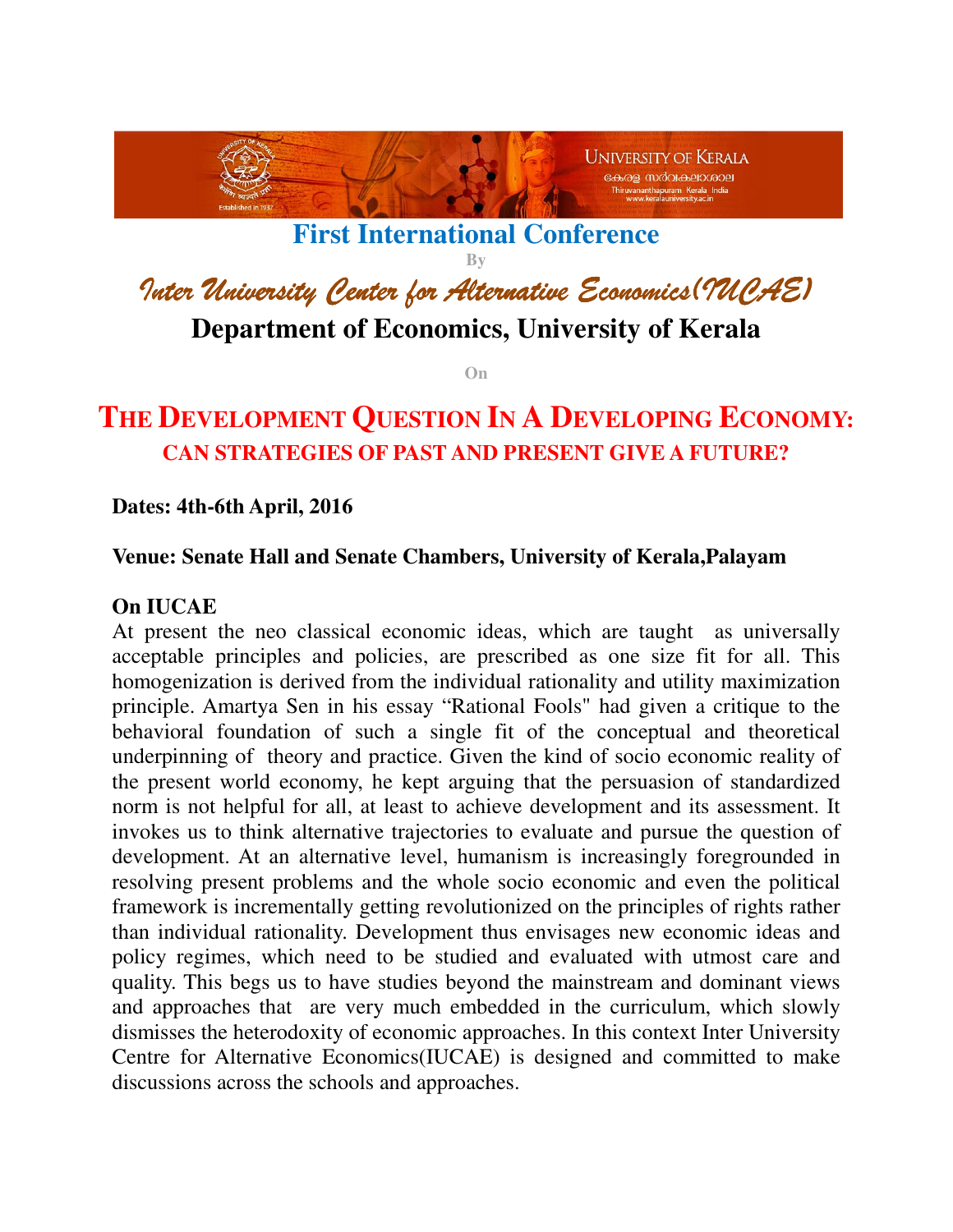# First International Conference

By

## Inter University Center for Alternative Economics(IUCAE)

## Department of Economics, University of Kerala

On

# THE DEVELOPMENT QUESTION IN A DEVELOPING ECONOMY:

## CAN STRATEGIES OF PAST AND PRESENT GIVE A FUTURE?

**Dates: 4th-6th April, 2016**

**Venue: Senate Hall and Senate Chambers, University of Kerala,Palayam**

**On IUCAE**

At present the neo classical economic ideas, which are taught as universally acceptable principles and policies, are prescribed as one size fit for all. This homogenization is derived from the individual rationality and utility maximization principle. Amartya Sen in his essay "Rational Fools" had given a critique to the behavioral foundation of such a single fit of the conceptual and theoretical underpinning of theory and practice. Given the kind of socio economic reality of the present world economy, he kept arguing that the persuasion of standardized norm is not helpful for all, at least to achieve development and its assessment. It invokes us to think alternative trajectories to evaluate and pursue the question of development. At an alternative level, humanism is increasingly foregrounded in resolving present problems and the whole socio economic and even the political framework is incrementally getting revolutionized on the principles of rights rather than individual rationality. Development thus envisages new economic ideas and policy regimes, which need to be studied and evaluated with utmost care and quality. This begs us to have studies beyond the mainstream and dominant views and approaches that are very much embedded in the curriculum, which slowly dismisses the heterodoxity of economic approaches. In this context Inter University Centre for Alternative Economics(IUCAE) is designed and committed to make discussions across the schools and approaches.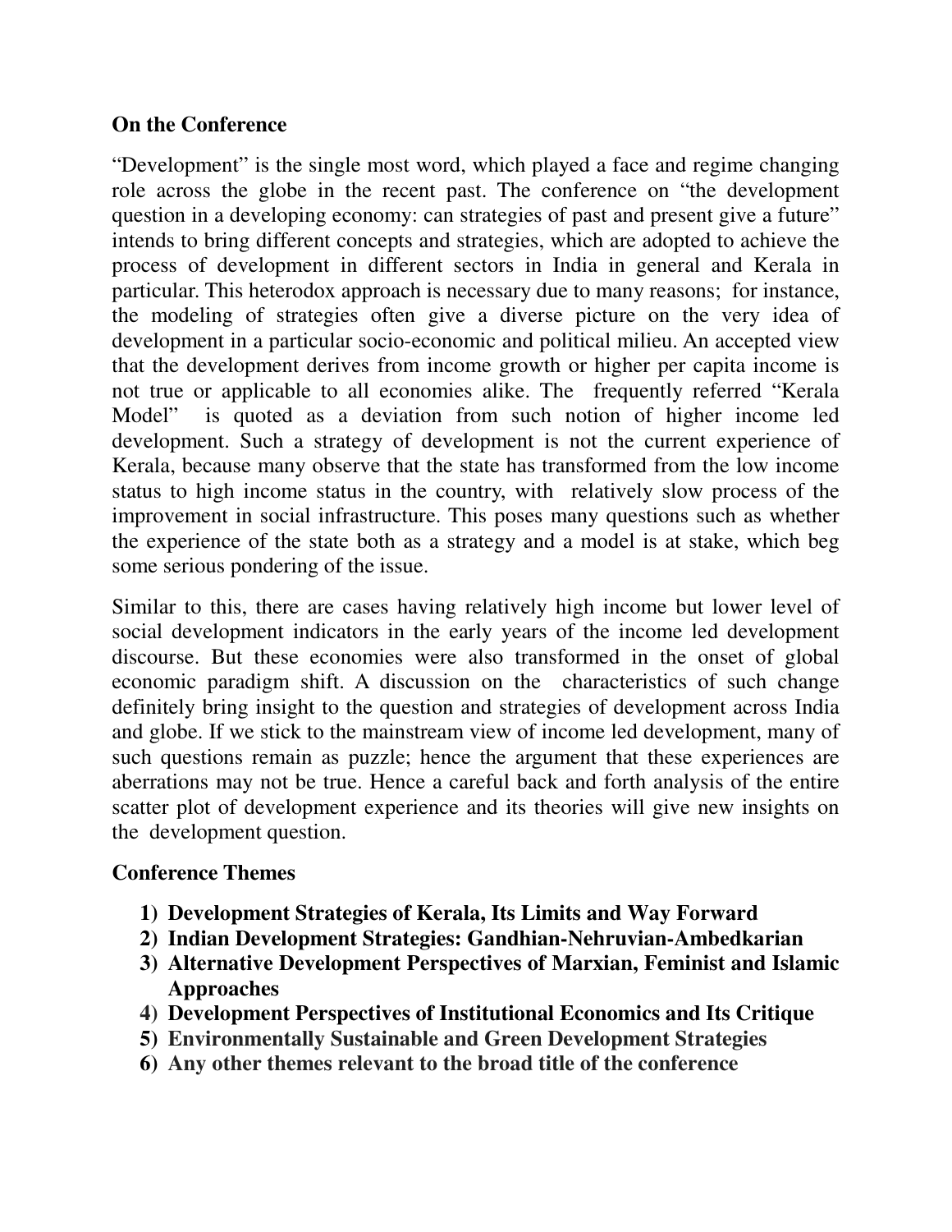## On the Conference

"Development" is the single most word, which played a face and regime changing role across the globe in the recent past. The conference on "the development question in a developing economy: can strategies of past and present give a future" intends to bring different concepts and strategies, which are adopted to achieve the process of development in different sectors in India in general and Kerala in particular. This heterodox approach is necessary due to many reasons; for instance, the modeling of strategies often give a diverse picture on the very idea of development in a particular socio-economic and political milieu. An accepted view that the development derives from income growth or higher per capita income is not true or applicable to all economies alike. The frequently referred "Kerala Model" is quoted as a deviation from such notion of higher income led development. Such a strategy of development is not the current experience of Kerala, because many observe that the state has transformed from the low income status to high income status in the country, with relatively slow process of the improvement in social infrastructure. This poses many questions such as whether the experience of the state both as a strategy and a model is at stake, which beg some serious pondering of the issue.

Similar to this, there are cases having relatively high income but lower level of social development indicators in the early years of the income led development discourse. But these economies were also transformed in the onset of global economic paradigm shift. A discussion on the characteristics of such change definitely bring insight to the question and strategies of development across India and globe. If we stick to the mainstream view of income led development, many of such questions remain as puzzle; hence the argument that these experiences are aberrations may not be true. Hence a careful back and forth analysis of the entire scatter plot of development experience and its theories will give new insights on the development question.

## Conference Themes

1) **Development Strategies of Kerala, Its Limits and Way Forward**
2) **Indian Development Strategies: Gandhian-Nehruvian-Ambedkarian**
3) **Alternative Development Perspectives of Marxian, Feminist and Islamic Approaches**
4) **Development Perspectives of Institutional Economics and Its Critique**
5) **Environmentally Sustainable and Green Development Strategies**
6) **Any other themes relevant to the broad title of the conference**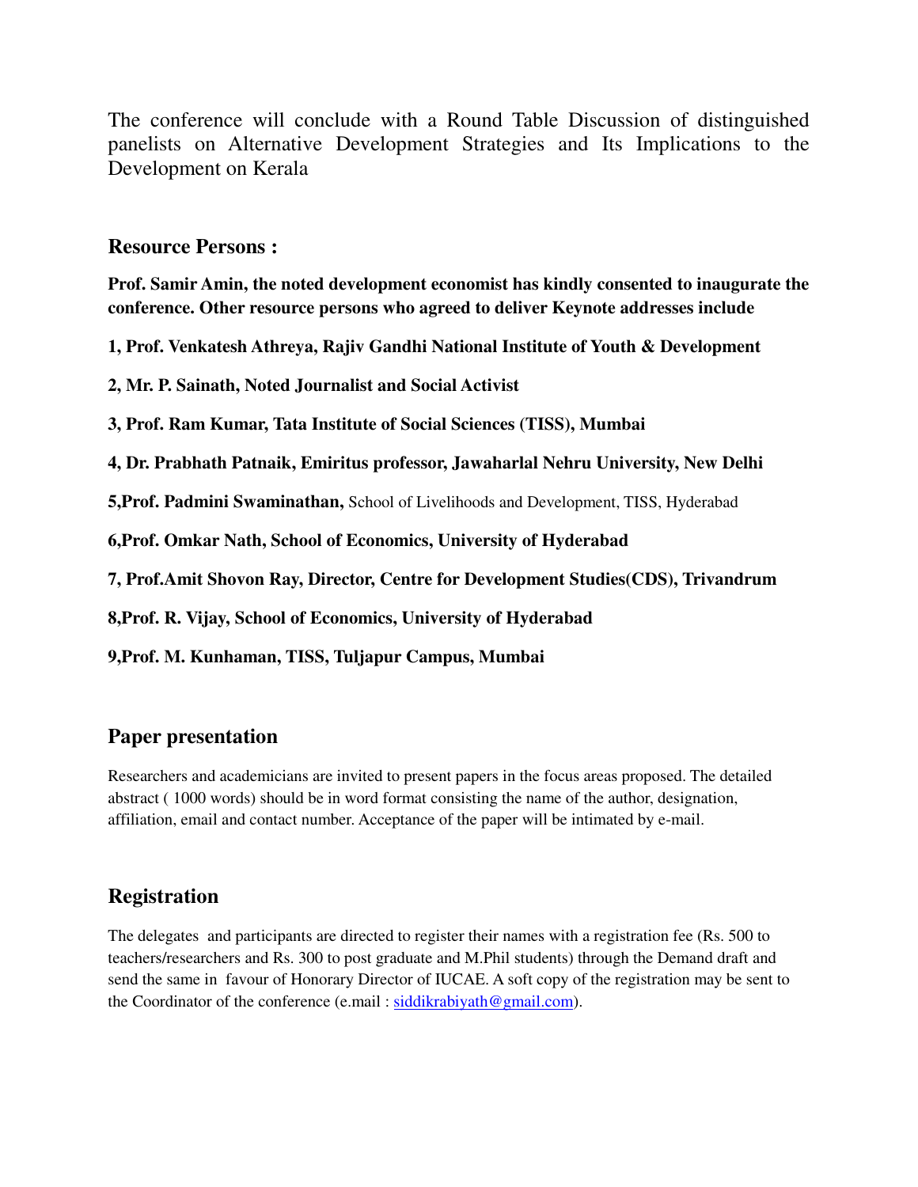The conference will conclude with a Round Table Discussion of distinguished panelists on Alternative Development Strategies and Its Implications to the Development on Kerala

## Resource Persons :

**Prof. Samir Amin, the noted development economist has kindly consented to inaugurate the conference. Other resource persons who agreed to deliver Keynote addresses include**

**1, Prof. Venkatesh Athreya, Rajiv Gandhi National Institute of Youth & Development**

**2, Mr. P. Sainath, Noted Journalist and Social Activist**

**3, Prof. Ram Kumar, Tata Institute of Social Sciences (TISS), Mumbai**

**4, Dr. Prabhath Patnaik, Emiritus professor, Jawaharlal Nehru University, New Delhi**

**5,Prof. Padmini Swaminathan,** School of Livelihoods and Development, TISS, Hyderabad

**6,Prof. Omkar Nath, School of Economics, University of Hyderabad**

**7, Prof.Amit Shovon Ray, Director, Centre for Development Studies(CDS), Trivandrum**

**8,Prof. R. Vijay, School of Economics, University of Hyderabad**

**9,Prof. M. Kunhaman, TISS, Tuljapur Campus, Mumbai**

## Paper presentation

Researchers and academicians are invited to present papers in the focus areas proposed. The detailed abstract ( 1000 words) should be in word format consisting the name of the author, designation, affiliation, email and contact number. Acceptance of the paper will be intimated by e-mail.

## Registration

The delegates and participants are directed to register their names with a registration fee (Rs. 500 to teachers/researchers and Rs. 300 to post graduate and M.Phil students) through the Demand draft and send the same in favour of Honorary Director of IUCAE. A soft copy of the registration may be sent to the Coordinator of the conference (e.mail : siddikrabiyath@gmail.com).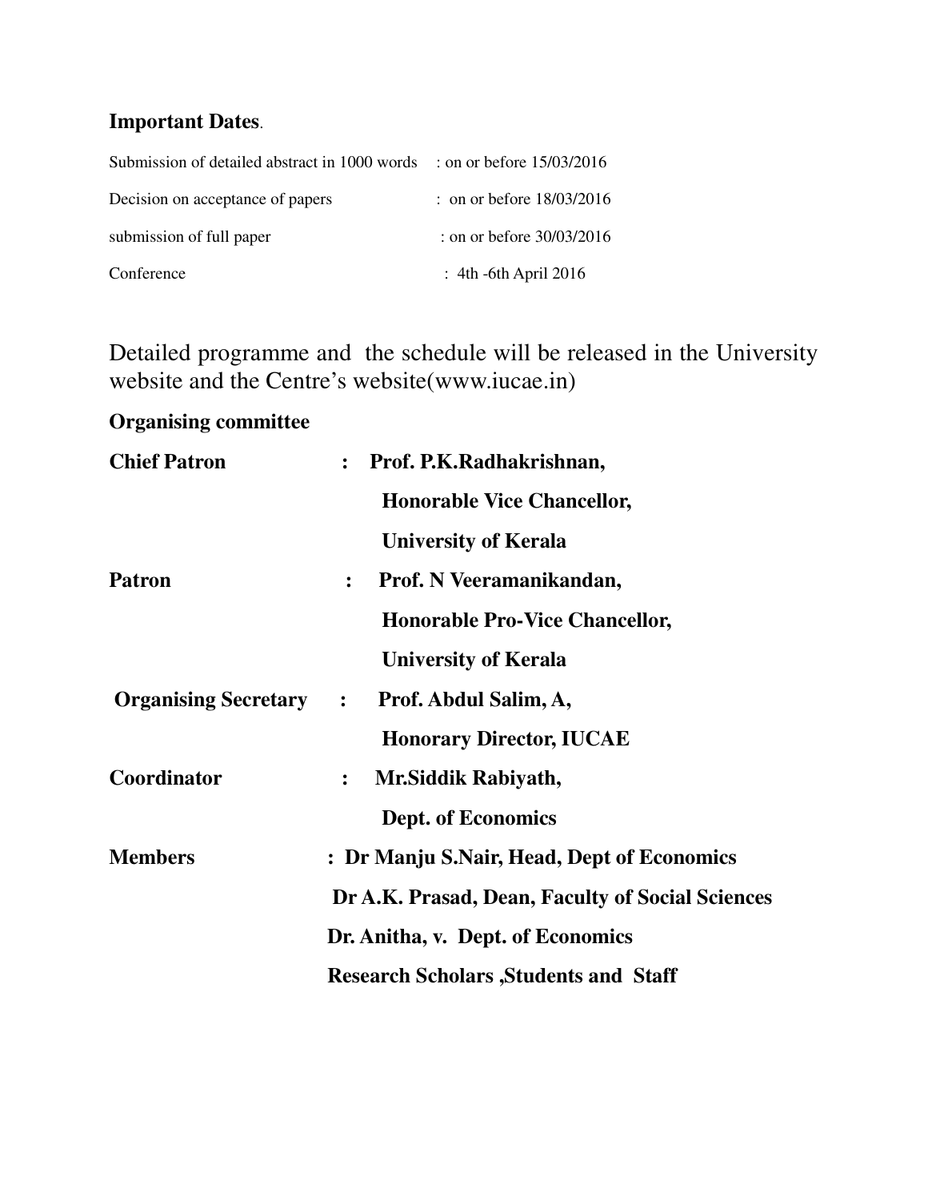**Important Dates**.

| | |
|---|---|
| Submission of detailed abstract in 1000 words | : on or before 15/03/2016 |
| Decision on acceptance of papers | : on or before 18/03/2016 |
| submission of full paper | : on or before 30/03/2016 |
| Conference | : 4th -6th April 2016 |

Detailed programme and the schedule will be released in the University website and the Centre's website(www.iucae.in)

**Organising committee**

| | |
|---|---|
| **Chief Patron** | **: Prof. P.K.Radhakrishnan,<br>Honorable Vice Chancellor,<br>University of Kerala** |
| **Patron** | **: Prof. N Veeramanikandan,<br>Honorable Pro-Vice Chancellor,<br>University of Kerala** |
| **Organising Secretary** | **: Prof. Abdul Salim, A,<br>Honorary Director, IUCAE** |
| **Coordinator** | **: Mr.Siddik Rabiyath,<br>Dept. of Economics** |
| **Members** | **: Dr Manju S.Nair, Head, Dept of Economics<br>Dr A.K. Prasad, Dean, Faculty of Social Sciences<br>Dr. Anitha, v. Dept. of Economics<br>Research Scholars ,Students and Staff** |